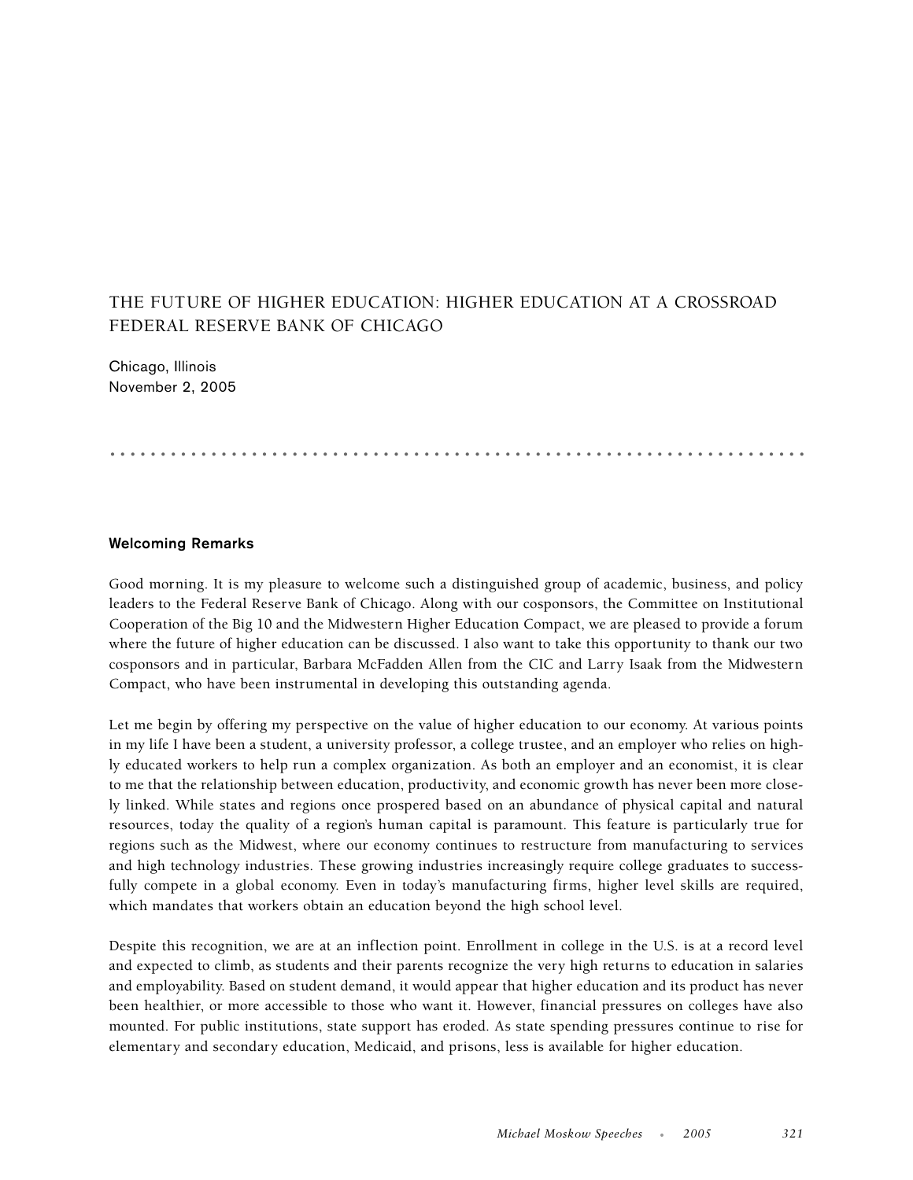# THE FUTURE OF HIGHER EDUCATION: HIGHER EDUCATION AT A CROSSROAD FEDERAL RESERVE BANK OF CHICAGO

Chicago, Illinois
November 2, 2005

## Welcoming Remarks

Good morning. It is my pleasure to welcome such a distinguished group of academic, business, and policy leaders to the Federal Reserve Bank of Chicago. Along with our cosponsors, the Committee on Institutional Cooperation of the Big 10 and the Midwestern Higher Education Compact, we are pleased to provide a forum where the future of higher education can be discussed. I also want to take this opportunity to thank our two cosponsors and in particular, Barbara McFadden Allen from the CIC and Larry Isaak from the Midwestern Compact, who have been instrumental in developing this outstanding agenda.

Let me begin by offering my perspective on the value of higher education to our economy. At various points in my life I have been a student, a university professor, a college trustee, and an employer who relies on highly educated workers to help run a complex organization. As both an employer and an economist, it is clear to me that the relationship between education, productivity, and economic growth has never been more closely linked. While states and regions once prospered based on an abundance of physical capital and natural resources, today the quality of a region's human capital is paramount. This feature is particularly true for regions such as the Midwest, where our economy continues to restructure from manufacturing to services and high technology industries. These growing industries increasingly require college graduates to successfully compete in a global economy. Even in today's manufacturing firms, higher level skills are required, which mandates that workers obtain an education beyond the high school level.

Despite this recognition, we are at an inflection point. Enrollment in college in the U.S. is at a record level and expected to climb, as students and their parents recognize the very high returns to education in salaries and employability. Based on student demand, it would appear that higher education and its product has never been healthier, or more accessible to those who want it. However, financial pressures on colleges have also mounted. For public institutions, state support has eroded. As state spending pressures continue to rise for elementary and secondary education, Medicaid, and prisons, less is available for higher education.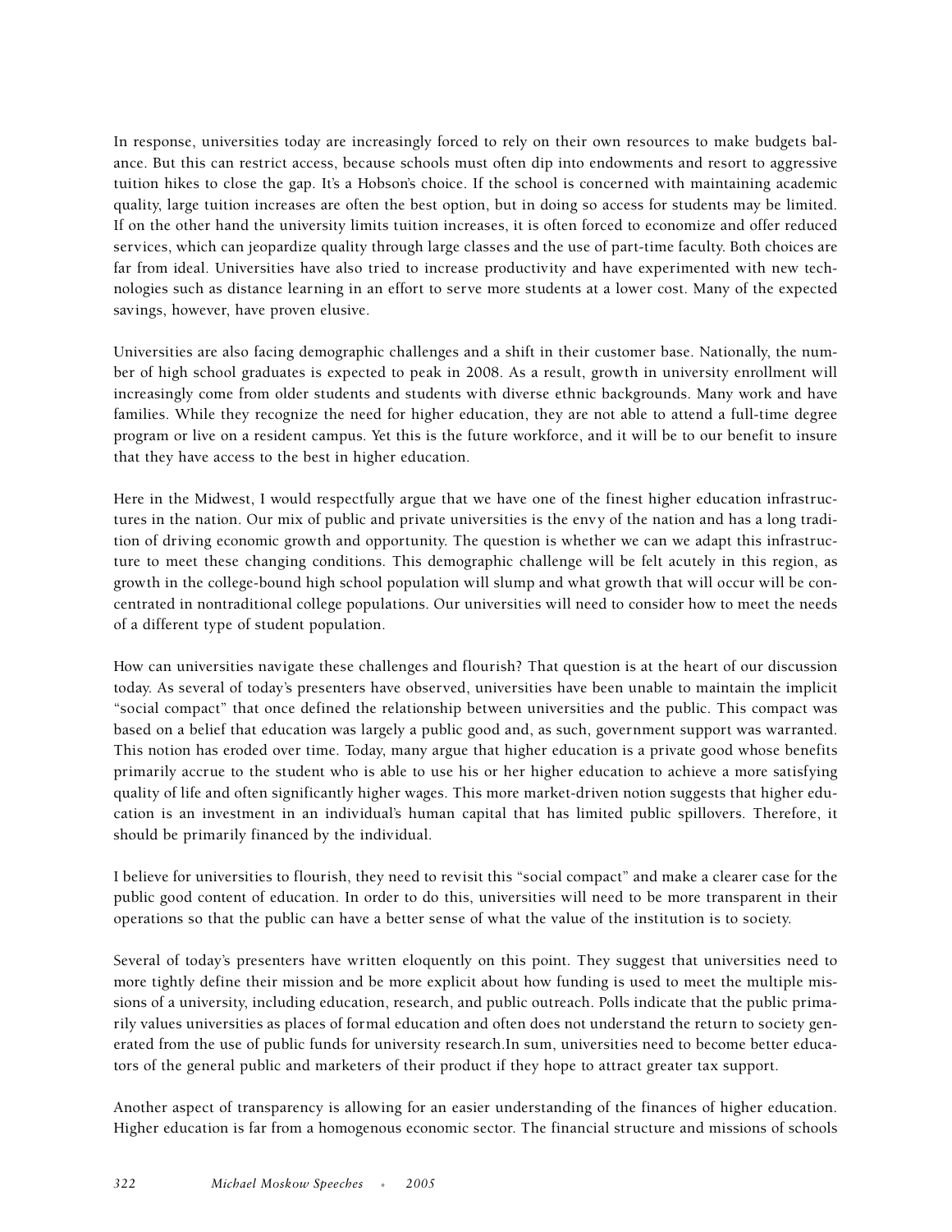In response, universities today are increasingly forced to rely on their own resources to make budgets balance. But this can restrict access, because schools must often dip into endowments and resort to aggressive tuition hikes to close the gap. It's a Hobson's choice. If the school is concerned with maintaining academic quality, large tuition increases are often the best option, but in doing so access for students may be limited. If on the other hand the university limits tuition increases, it is often forced to economize and offer reduced services, which can jeopardize quality through large classes and the use of part-time faculty. Both choices are far from ideal. Universities have also tried to increase productivity and have experimented with new technologies such as distance learning in an effort to serve more students at a lower cost. Many of the expected savings, however, have proven elusive.

Universities are also facing demographic challenges and a shift in their customer base. Nationally, the number of high school graduates is expected to peak in 2008. As a result, growth in university enrollment will increasingly come from older students and students with diverse ethnic backgrounds. Many work and have families. While they recognize the need for higher education, they are not able to attend a full-time degree program or live on a resident campus. Yet this is the future workforce, and it will be to our benefit to insure that they have access to the best in higher education.

Here in the Midwest, I would respectfully argue that we have one of the finest higher education infrastructures in the nation. Our mix of public and private universities is the envy of the nation and has a long tradition of driving economic growth and opportunity. The question is whether we can we adapt this infrastructure to meet these changing conditions. This demographic challenge will be felt acutely in this region, as growth in the college-bound high school population will slump and what growth that will occur will be concentrated in nontraditional college populations. Our universities will need to consider how to meet the needs of a different type of student population.

How can universities navigate these challenges and flourish? That question is at the heart of our discussion today. As several of today's presenters have observed, universities have been unable to maintain the implicit "social compact" that once defined the relationship between universities and the public. This compact was based on a belief that education was largely a public good and, as such, government support was warranted. This notion has eroded over time. Today, many argue that higher education is a private good whose benefits primarily accrue to the student who is able to use his or her higher education to achieve a more satisfying quality of life and often significantly higher wages. This more market-driven notion suggests that higher education is an investment in an individual's human capital that has limited public spillovers. Therefore, it should be primarily financed by the individual.

I believe for universities to flourish, they need to revisit this "social compact" and make a clearer case for the public good content of education. In order to do this, universities will need to be more transparent in their operations so that the public can have a better sense of what the value of the institution is to society.

Several of today's presenters have written eloquently on this point. They suggest that universities need to more tightly define their mission and be more explicit about how funding is used to meet the multiple missions of a university, including education, research, and public outreach. Polls indicate that the public primarily values universities as places of formal education and often does not understand the return to society generated from the use of public funds for university research.In sum, universities need to become better educators of the general public and marketers of their product if they hope to attract greater tax support.

Another aspect of transparency is allowing for an easier understanding of the finances of higher education. Higher education is far from a homogenous economic sector. The financial structure and missions of schools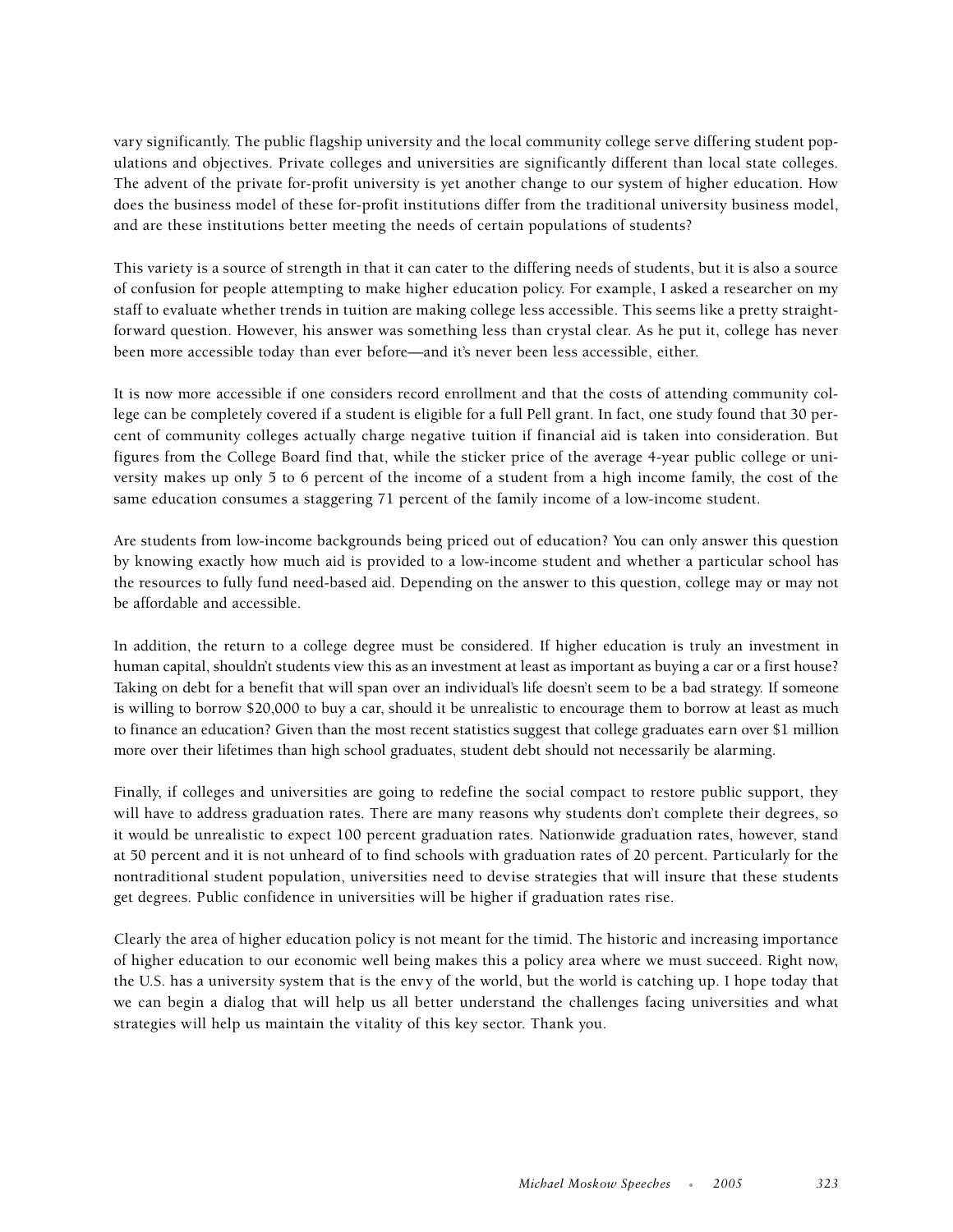vary significantly. The public flagship university and the local community college serve differing student populations and objectives. Private colleges and universities are significantly different than local state colleges. The advent of the private for-profit university is yet another change to our system of higher education. How does the business model of these for-profit institutions differ from the traditional university business model, and are these institutions better meeting the needs of certain populations of students?

This variety is a source of strength in that it can cater to the differing needs of students, but it is also a source of confusion for people attempting to make higher education policy. For example, I asked a researcher on my staff to evaluate whether trends in tuition are making college less accessible. This seems like a pretty straightforward question. However, his answer was something less than crystal clear. As he put it, college has never been more accessible today than ever before—and it's never been less accessible, either.

It is now more accessible if one considers record enrollment and that the costs of attending community college can be completely covered if a student is eligible for a full Pell grant. In fact, one study found that 30 percent of community colleges actually charge negative tuition if financial aid is taken into consideration. But figures from the College Board find that, while the sticker price of the average 4-year public college or university makes up only 5 to 6 percent of the income of a student from a high income family, the cost of the same education consumes a staggering 71 percent of the family income of a low-income student.

Are students from low-income backgrounds being priced out of education? You can only answer this question by knowing exactly how much aid is provided to a low-income student and whether a particular school has the resources to fully fund need-based aid. Depending on the answer to this question, college may or may not be affordable and accessible.

In addition, the return to a college degree must be considered. If higher education is truly an investment in human capital, shouldn't students view this as an investment at least as important as buying a car or a first house? Taking on debt for a benefit that will span over an individual's life doesn't seem to be a bad strategy. If someone is willing to borrow $20,000 to buy a car, should it be unrealistic to encourage them to borrow at least as much to finance an education? Given than the most recent statistics suggest that college graduates earn over $1 million more over their lifetimes than high school graduates, student debt should not necessarily be alarming.

Finally, if colleges and universities are going to redefine the social compact to restore public support, they will have to address graduation rates. There are many reasons why students don't complete their degrees, so it would be unrealistic to expect 100 percent graduation rates. Nationwide graduation rates, however, stand at 50 percent and it is not unheard of to find schools with graduation rates of 20 percent. Particularly for the nontraditional student population, universities need to devise strategies that will insure that these students get degrees. Public confidence in universities will be higher if graduation rates rise.

Clearly the area of higher education policy is not meant for the timid. The historic and increasing importance of higher education to our economic well being makes this a policy area where we must succeed. Right now, the U.S. has a university system that is the envy of the world, but the world is catching up. I hope today that we can begin a dialog that will help us all better understand the challenges facing universities and what strategies will help us maintain the vitality of this key sector. Thank you.